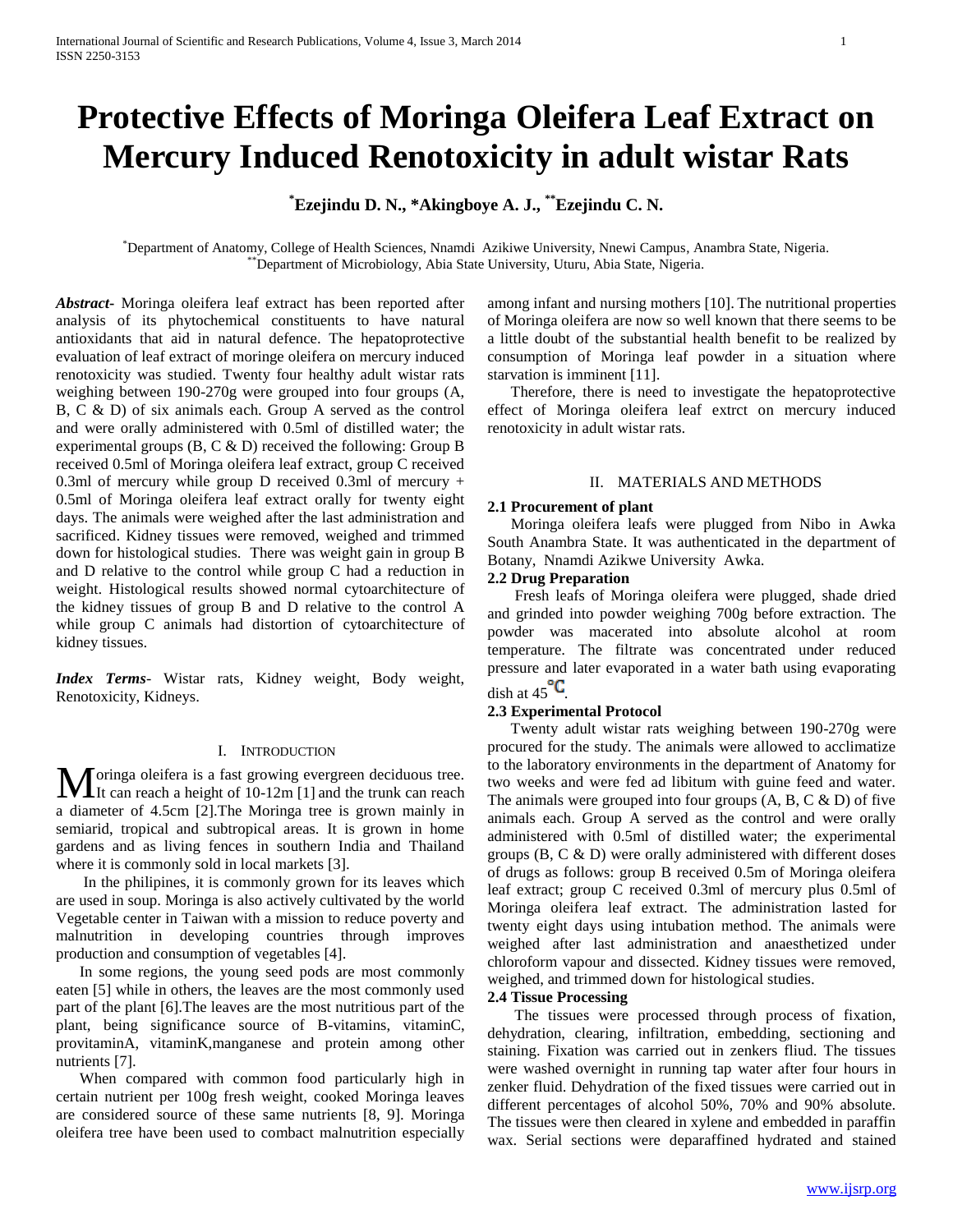# Protective Effects of Moringa Oleifera Leaf Extract on Mercury Induced Renotoxicity in adult wistar Rats

**[*]Ezejindu D. N., *Akingboye A. J., [**]Ezejindu C. N.**

[*]Department of Anatomy, College of Health Sciences, Nnamdi Azikiwe University, Nnewi Campus, Anambra State, Nigeria.
[**]Department of Microbiology, Abia State University, Uturu, Abia State, Nigeria.

***Abstract*-** Moringa oleifera leaf extract has been reported after analysis of its phytochemical constituents to have natural antioxidants that aid in natural defence. The hepatoprotective evaluation of leaf extract of moringe oleifera on mercury induced renotoxicity was studied. Twenty four healthy adult wistar rats weighing between 190-270g were grouped into four groups (A, B, C & D) of six animals each. Group A served as the control and were orally administered with 0.5ml of distilled water; the experimental groups (B, C & D) received the following: Group B received 0.5ml of Moringa oleifera leaf extract, group C received 0.3ml of mercury while group D received 0.3ml of mercury + 0.5ml of Moringa oleifera leaf extract orally for twenty eight days. The animals were weighed after the last administration and sacrificed. Kidney tissues were removed, weighed and trimmed down for histological studies. There was weight gain in group B and D relative to the control while group C had a reduction in weight. Histological results showed normal cytoarchitecture of the kidney tissues of group B and D relative to the control A while group C animals had distortion of cytoarchitecture of kidney tissues.

***Index Terms*-** Wistar rats, Kidney weight, Body weight, Renotoxicity, Kidneys.

## I. Introduction

Moringa oleifera is a fast growing evergreen deciduous tree. It can reach a height of 10-12m [1] and the trunk can reach a diameter of 4.5cm [2].The Moringa tree is grown mainly in semiarid, tropical and subtropical areas. It is grown in home gardens and as living fences in southern India and Thailand where it is commonly sold in local markets [3].

In the philipines, it is commonly grown for its leaves which are used in soup. Moringa is also actively cultivated by the world Vegetable center in Taiwan with a mission to reduce poverty and malnutrition in developing countries through improves production and consumption of vegetables [4].

In some regions, the young seed pods are most commonly eaten [5] while in others, the leaves are the most commonly used part of the plant [6].The leaves are the most nutritious part of the plant, being significance source of B-vitamins, vitaminC, provitaminA, vitaminK,manganese and protein among other nutrients [7].

When compared with common food particularly high in certain nutrient per 100g fresh weight, cooked Moringa leaves are considered source of these same nutrients [8, 9]. Moringa oleifera tree have been used to combact malnutrition especially among infant and nursing mothers [10]. The nutritional properties of Moringa oleifera are now so well known that there seems to be a little doubt of the substantial health benefit to be realized by consumption of Moringa leaf powder in a situation where starvation is imminent [11].

Therefore, there is need to investigate the hepatoprotective effect of Moringa oleifera leaf extrct on mercury induced renotoxicity in adult wistar rats.

## II. Materials and Methods

### 2.1 Procurement of plant

Moringa oleifera leafs were plugged from Nibo in Awka South Anambra State. It was authenticated in the department of Botany, Nnamdi Azikwe University Awka.

### 2.2 Drug Preparation

Fresh leafs of Moringa oleifera were plugged, shade dried and grinded into powder weighing 700g before extraction. The powder was macerated into absolute alcohol at room temperature. The filtrate was concentrated under reduced pressure and later evaporated in a water bath using evaporating dish at 45°C.

### 2.3 Experimental Protocol

Twenty adult wistar rats weighing between 190-270g were procured for the study. The animals were allowed to acclimatize to the laboratory environments in the department of Anatomy for two weeks and were fed ad libitum with guine feed and water. The animals were grouped into four groups (A, B, C & D) of five animals each. Group A served as the control and were orally administered with 0.5ml of distilled water; the experimental groups (B, C & D) were orally administered with different doses of drugs as follows: group B received 0.5m of Moringa oleifera leaf extract; group C received 0.3ml of mercury plus 0.5ml of Moringa oleifera leaf extract. The administration lasted for twenty eight days using intubation method. The animals were weighed after last administration and anaesthetized under chloroform vapour and dissected. Kidney tissues were removed, weighed, and trimmed down for histological studies.

### 2.4 Tissue Processing

The tissues were processed through process of fixation, dehydration, clearing, infiltration, embedding, sectioning and staining. Fixation was carried out in zenkers fliud. The tissues were washed overnight in running tap water after four hours in zenker fluid. Dehydration of the fixed tissues were carried out in different percentages of alcohol 50%, 70% and 90% absolute. The tissues were then cleared in xylene and embedded in paraffin wax. Serial sections were deparaffined hydrated and stained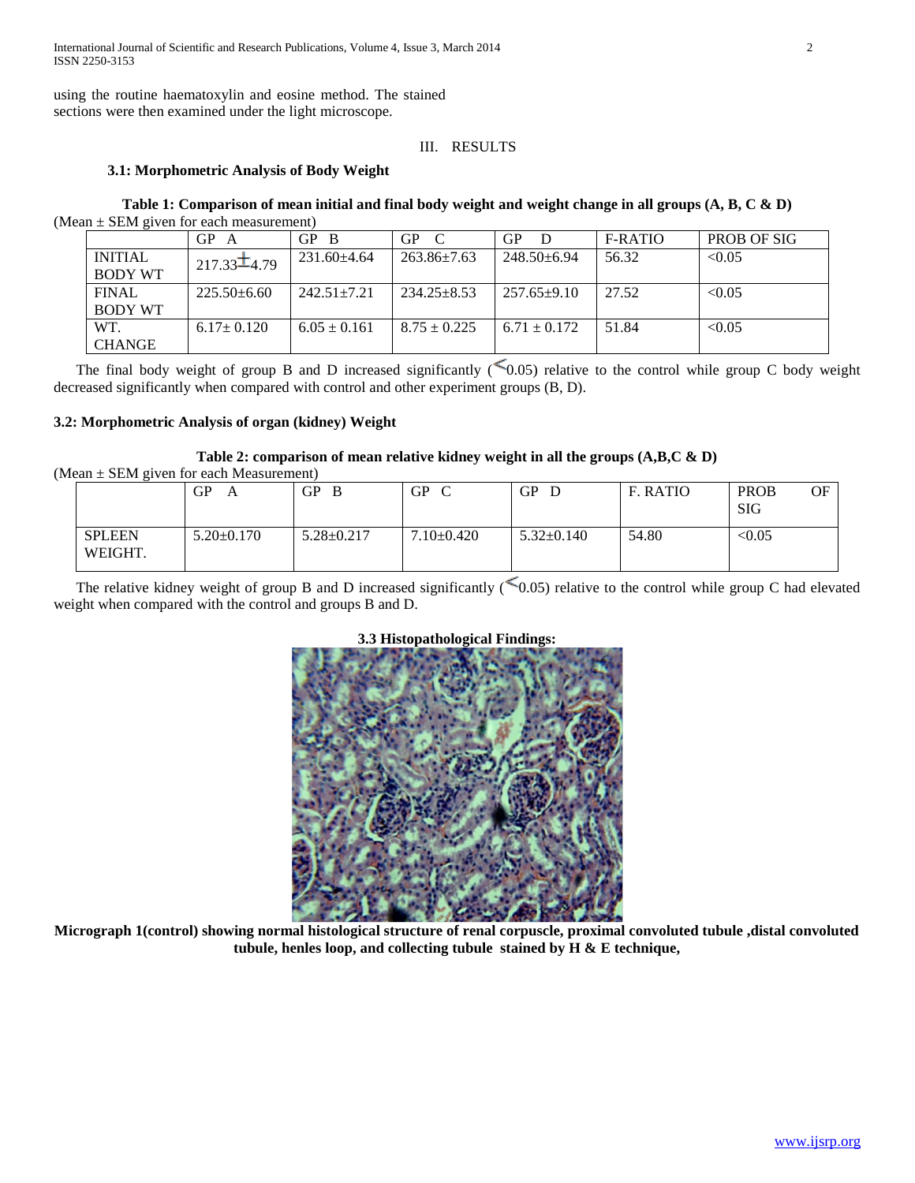using the routine haematoxylin and eosine method. The stained sections were then examined under the light microscope.

## III. RESULTS

### 3.1: Morphometric Analysis of Body Weight

**Table 1: Comparison of mean initial and final body weight and weight change in all groups (A, B, C & D)**

(Mean ± SEM given for each measurement)

| | GP A | GP B | GP C | GP D | F-RATIO | PROB OF SIG |
|---|---|---|---|---|---|---|
| INITIAL BODY WT | 217.33±4.79 | 231.60±4.64 | 263.86±7.63 | 248.50±6.94 | 56.32 | <0.05 |
| FINAL BODY WT | 225.50±6.60 | 242.51±7.21 | 234.25±8.53 | 257.65±9.10 | 27.52 | <0.05 |
| WT. CHANGE | 6.17± 0.120 | 6.05 ± 0.161 | 8.75 ± 0.225 | 6.71 ± 0.172 | 51.84 | <0.05 |

The final body weight of group B and D increased significantly (<0.05) relative to the control while group C body weight decreased significantly when compared with control and other experiment groups (B, D).

### 3.2: Morphometric Analysis of organ (kidney) Weight

**Table 2: comparison of mean relative kidney weight in all the groups (A,B,C & D)**

(Mean ± SEM given for each Measurement)

| | GP A | GP B | GP C | GP D | F. RATIO | PROB OF SIG |
|---|---|---|---|---|---|---|
| SPLEEN WEIGHT. | 5.20±0.170 | 5.28±0.217 | 7.10±0.420 | 5.32±0.140 | 54.80 | <0.05 |

The relative kidney weight of group B and D increased significantly (<0.05) relative to the control while group C had elevated weight when compared with the control and groups B and D.

### 3.3 Histopathological Findings:

**Micrograph 1(control) showing normal histological structure of renal corpuscle, proximal convoluted tubule ,distal convoluted tubule, henles loop, and collecting tubule stained by H & E technique,**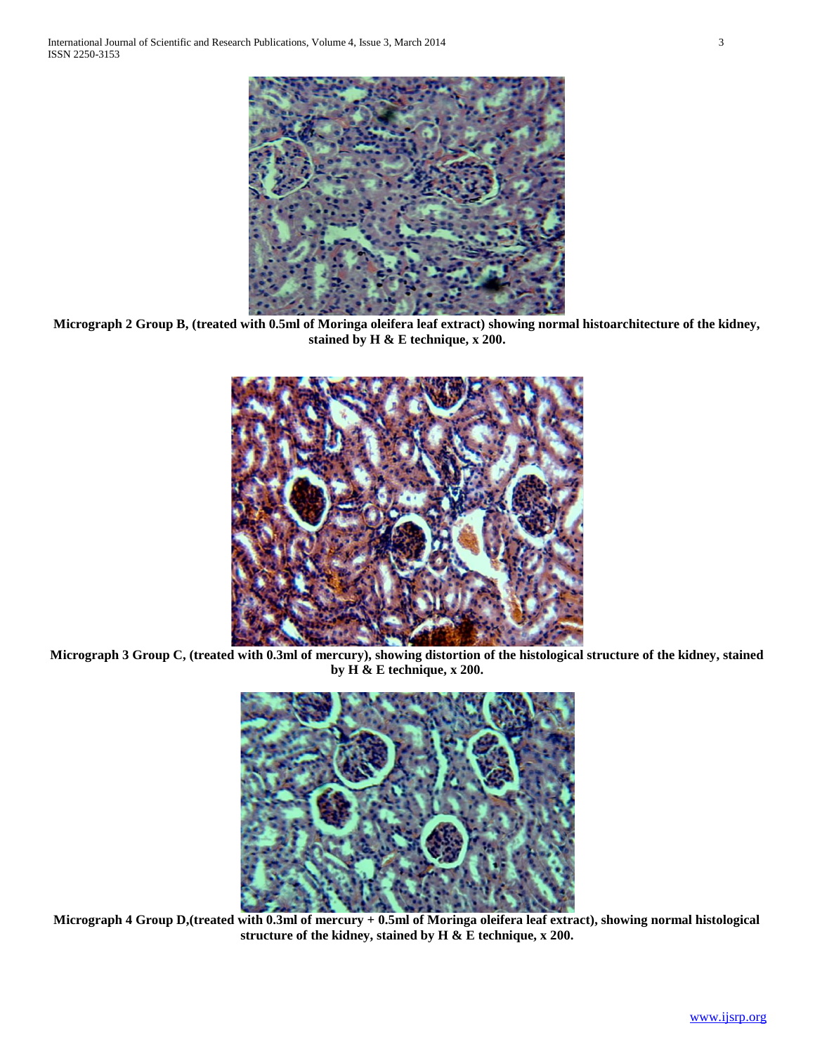**Micrograph 2 Group B, (treated with 0.5ml of Moringa oleifera leaf extract) showing normal histoarchitecture of the kidney, stained by H & E technique, x 200.**

**Micrograph 3 Group C, (treated with 0.3ml of mercury), showing distortion of the histological structure of the kidney, stained by H & E technique, x 200.**

**Micrograph 4 Group D,(treated with 0.3ml of mercury + 0.5ml of Moringa oleifera leaf extract), showing normal histological structure of the kidney, stained by H & E technique, x 200.**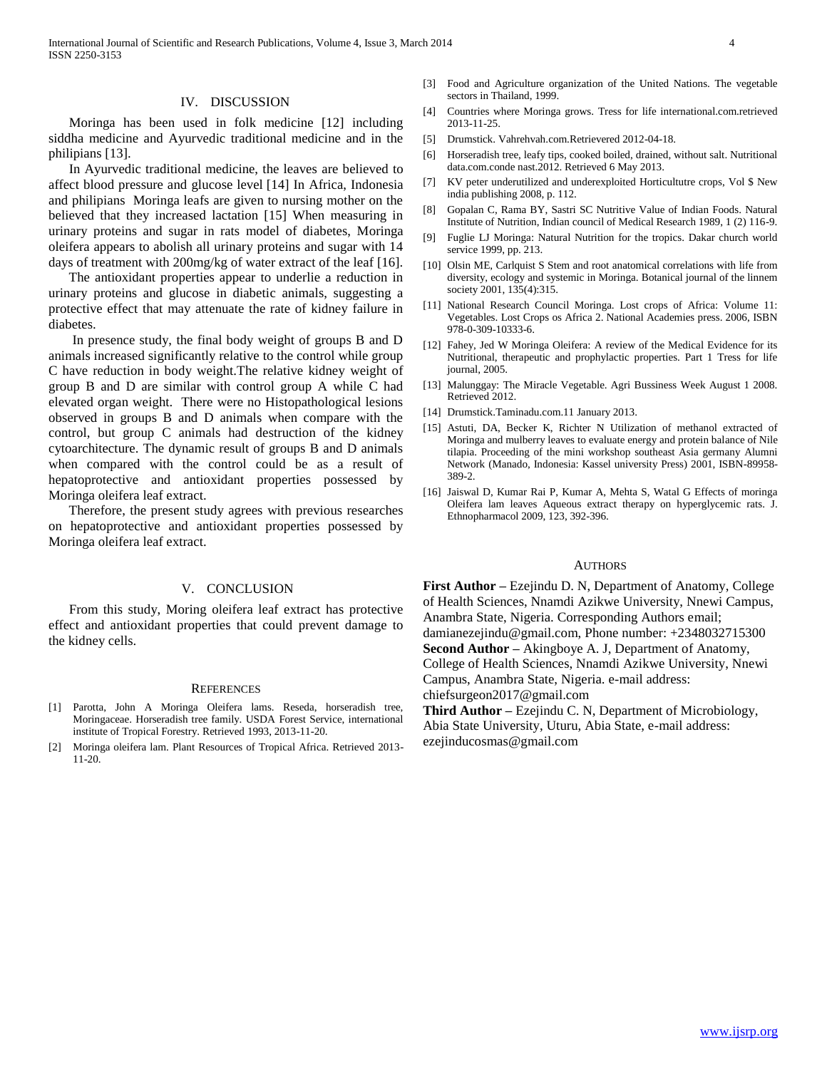## IV. DISCUSSION

Moringa has been used in folk medicine [12] including siddha medicine and Ayurvedic traditional medicine and in the philipians [13].

In Ayurvedic traditional medicine, the leaves are believed to affect blood pressure and glucose level [14] In Africa, Indonesia and philipians Moringa leafs are given to nursing mother on the believed that they increased lactation [15] When measuring in urinary proteins and sugar in rats model of diabetes, Moringa oleifera appears to abolish all urinary proteins and sugar with 14 days of treatment with 200mg/kg of water extract of the leaf [16].

The antioxidant properties appear to underlie a reduction in urinary proteins and glucose in diabetic animals, suggesting a protective effect that may attenuate the rate of kidney failure in diabetes.

In presence study, the final body weight of groups B and D animals increased significantly relative to the control while group C have reduction in body weight.The relative kidney weight of group B and D are similar with control group A while C had elevated organ weight. There were no Histopathological lesions observed in groups B and D animals when compare with the control, but group C animals had destruction of the kidney cytoarchitecture. The dynamic result of groups B and D animals when compared with the control could be as a result of hepatoprotective and antioxidant properties possessed by Moringa oleifera leaf extract.

Therefore, the present study agrees with previous researches on hepatoprotective and antioxidant properties possessed by Moringa oleifera leaf extract.

## V. CONCLUSION

From this study, Moring oleifera leaf extract has protective effect and antioxidant properties that could prevent damage to the kidney cells.

## REFERENCES

[1] Parotta, John A Moringa Oleifera lams. Reseda, horseradish tree, Moringaceae. Horseradish tree family. USDA Forest Service, international institute of Tropical Forestry. Retrieved 1993, 2013-11-20.

[2] Moringa oleifera lam. Plant Resources of Tropical Africa. Retrieved 2013-11-20.

[3] Food and Agriculture organization of the United Nations. The vegetable sectors in Thailand, 1999.

[4] Countries where Moringa grows. Tress for life international.com.retrieved 2013-11-25.

[5] Drumstick. Vahrehvah.com.Retrievered 2012-04-18.

[6] Horseradish tree, leafy tips, cooked boiled, drained, without salt. Nutritional data.com.conde nast.2012. Retrieved 6 May 2013.

[7] KV peter underutilized and underexploited Horticultutre crops, Vol $ New india publishing 2008, p. 112.

[8] Gopalan C, Rama BY, Sastri SC Nutritive Value of Indian Foods. Natural Institute of Nutrition, Indian council of Medical Research 1989, 1 (2) 116-9.

[9] Fuglie LJ Moringa: Natural Nutrition for the tropics. Dakar church world service 1999, pp. 213.

[10] Olsin ME, Carlquist S Stem and root anatomical correlations with life from diversity, ecology and systemic in Moringa. Botanical journal of the linnem society 2001, 135(4):315.

[11] National Research Council Moringa. Lost crops of Africa: Volume 11: Vegetables. Lost Crops os Africa 2. National Academies press. 2006, ISBN 978-0-309-10333-6.

[12] Fahey, Jed W Moringa Oleifera: A review of the Medical Evidence for its Nutritional, therapeutic and prophylactic properties. Part 1 Tress for life journal, 2005.

[13] Malunggay: The Miracle Vegetable. Agri Bussiness Week August 1 2008. Retrieved 2012.

[14] Drumstick.Taminadu.com.11 January 2013.

[15] Astuti, DA, Becker K, Richter N Utilization of methanol extracted of Moringa and mulberry leaves to evaluate energy and protein balance of Nile tilapia. Proceeding of the mini workshop southeast Asia germany Alumni Network (Manado, Indonesia: Kassel university Press) 2001, ISBN-89958-389-2.

[16] Jaiswal D, Kumar Rai P, Kumar A, Mehta S, Watal G Effects of moringa Oleifera lam leaves Aqueous extract therapy on hyperglycemic rats. J. Ethnopharmacol 2009, 123, 392-396.

## AUTHORS

**First Author** – Ezejindu D. N, Department of Anatomy, College of Health Sciences, Nnamdi Azikwe University, Nnewi Campus, Anambra State, Nigeria. Corresponding Authors email; damianezejindu@gmail.com, Phone number: +2348032715300

**Second Author** – Akingboye A. J, Department of Anatomy, College of Health Sciences, Nnamdi Azikwe University, Nnewi Campus, Anambra State, Nigeria. e-mail address: chiefsurgeon2017@gmail.com

**Third Author** – Ezejindu C. N, Department of Microbiology, Abia State University, Uturu, Abia State, e-mail address: ezejinducosmas@gmail.com